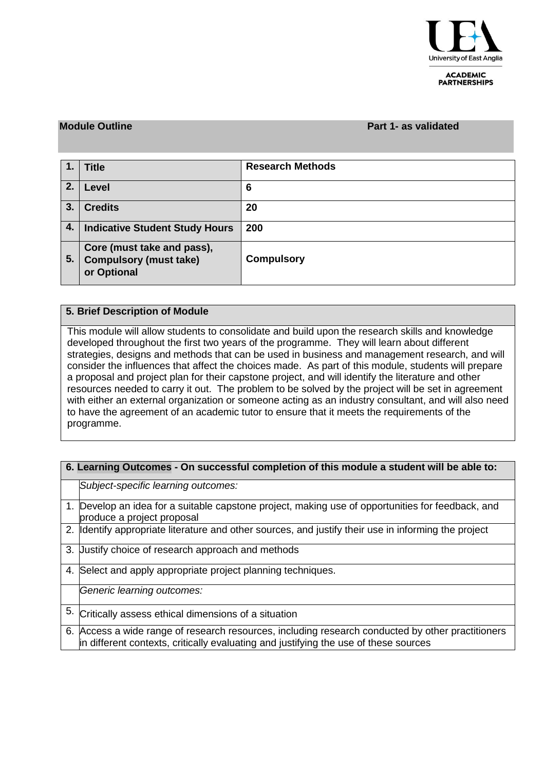**Module Outline** **Part 1- as validated**

| | | |
|---|---|---|
| 1. | **Title** | **Research Methods** |
| 2. | **Level** | **6** |
| 3. | **Credits** | **20** |
| 4. | **Indicative Student Study Hours** | **200** |
| 5. | **Core (must take and pass), Compulsory (must take) or Optional** | **Compulsory** |

**5. Brief Description of Module**

This module will allow students to consolidate and build upon the research skills and knowledge developed throughout the first two years of the programme. They will learn about different strategies, designs and methods that can be used in business and management research, and will consider the influences that affect the choices made. As part of this module, students will prepare a proposal and project plan for their capstone project, and will identify the literature and other resources needed to carry it out. The problem to be solved by the project will be set in agreement with either an external organization or someone acting as an industry consultant, and will also need to have the agreement of an academic tutor to ensure that it meets the requirements of the programme.

**6. Learning Outcomes - On successful completion of this module a student will be able to:**

*Subject-specific learning outcomes:*

1. Develop an idea for a suitable capstone project, making use of opportunities for feedback, and produce a project proposal
2. Identify appropriate literature and other sources, and justify their use in informing the project
3. Justify choice of research approach and methods
4. Select and apply appropriate project planning techniques.

*Generic learning outcomes:*

5. Critically assess ethical dimensions of a situation
6. Access a wide range of research resources, including research conducted by other practitioners in different contexts, critically evaluating and justifying the use of these sources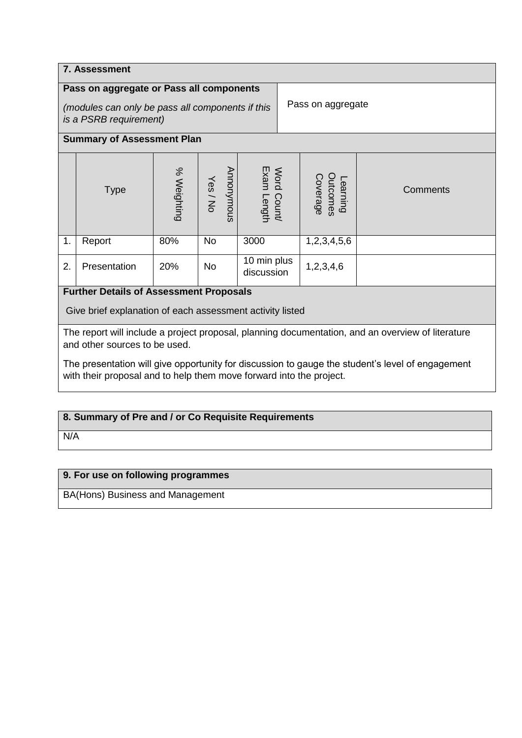## 7. Assessment

| **Pass on aggregate or Pass all components** *(modules can only be pass all components if this is a PSRB requirement)* | Pass on aggregate |
|---|---|

### Summary of Assessment Plan

| | Type | % Weighting | Annonymous Yes / No | Word Count/ Exam Length | Learning Outcomes Coverage | Comments |
|---|---|---|---|---|---|---|
| 1. | Report | 80% | No | 3000 | 1,2,3,4,5,6 | |
| 2. | Presentation | 20% | No | 10 min plus discussion | 1,2,3,4,6 | |

### Further Details of Assessment Proposals

Give brief explanation of each assessment activity listed

The report will include a project proposal, planning documentation, and an overview of literature and other sources to be used.

The presentation will give opportunity for discussion to gauge the student's level of engagement with their proposal and to help them move forward into the project.

## 8. Summary of Pre and / or Co Requisite Requirements

N/A

## 9. For use on following programmes

BA(Hons) Business and Management